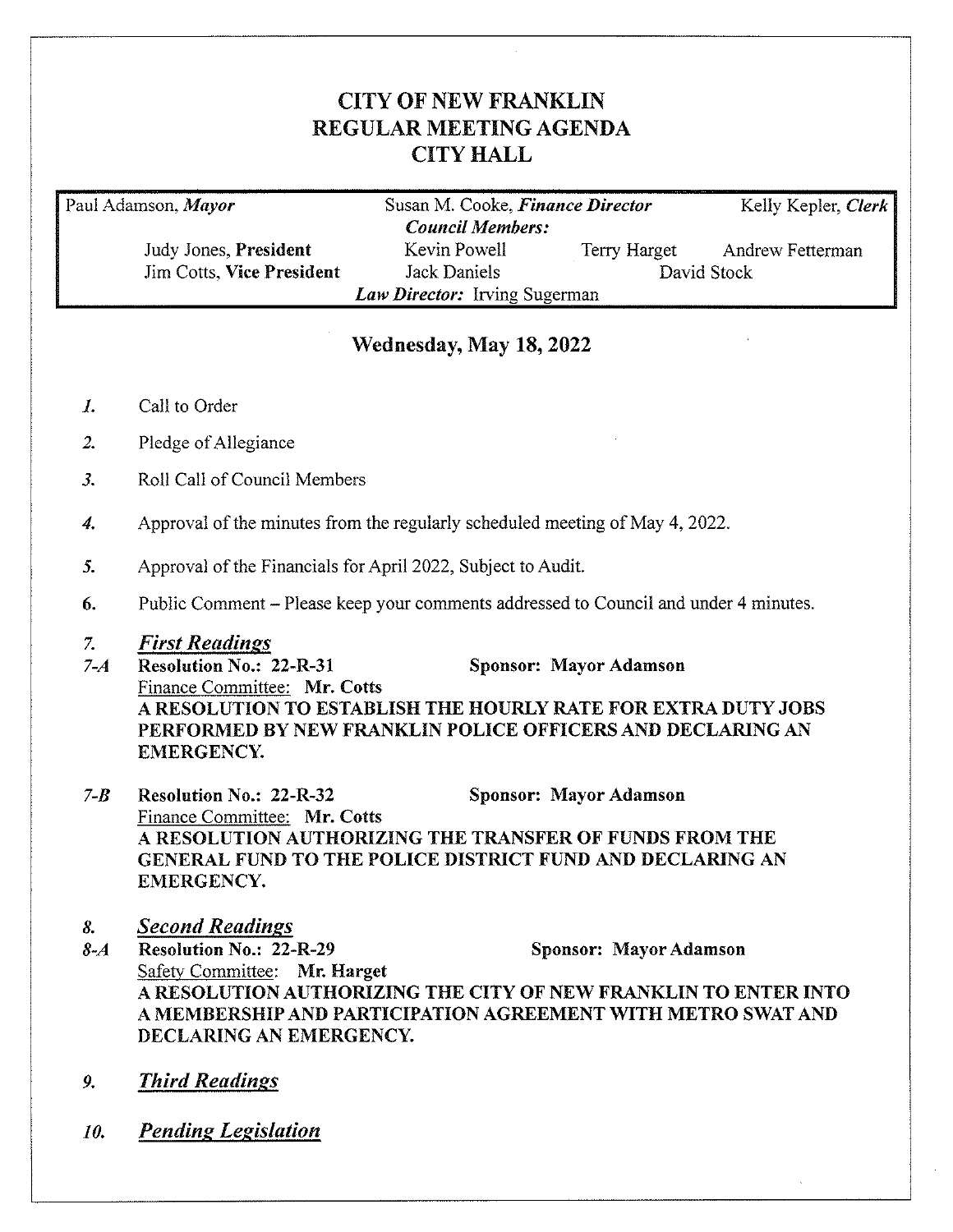# CITY OF NEW FRANKLIN
# REGULAR MEETING AGENDA
# CITY HALL

| Paul Adamson, *Mayor* | Susan M. Cooke, *Finance Director* | | Kelly Kepler, *Clerk* |
|---|---|---|---|
| | ***Council Members:*** | | |
| Judy Jones, **President** | Kevin Powell | Terry Harget | Andrew Fetterman |
| Jim Cotts, **Vice President** | Jack Daniels | David Stock | |
| | ***Law Director:*** Irving Sugerman | | |

## Wednesday, May 18, 2022

*1.* Call to Order

*2.* Pledge of Allegiance

*3.* Roll Call of Council Members

*4.* Approval of the minutes from the regularly scheduled meeting of May 4, 2022.

*5.* Approval of the Financials for April 2022, Subject to Audit.

6. Public Comment – Please keep your comments addressed to Council and under 4 minutes.

*7.* ***First Readings***

*7-A* **Resolution No.: 22-R-31** **Sponsor: Mayor Adamson**
Finance Committee: **Mr. Cotts**
**A RESOLUTION TO ESTABLISH THE HOURLY RATE FOR EXTRA DUTY JOBS PERFORMED BY NEW FRANKLIN POLICE OFFICERS AND DECLARING AN EMERGENCY.**

*7-B* **Resolution No.: 22-R-32** **Sponsor: Mayor Adamson**
Finance Committee: **Mr. Cotts**
**A RESOLUTION AUTHORIZING THE TRANSFER OF FUNDS FROM THE GENERAL FUND TO THE POLICE DISTRICT FUND AND DECLARING AN EMERGENCY.**

*8.* ***Second Readings***

*8-A* **Resolution No.: 22-R-29** **Sponsor: Mayor Adamson**
Safety Committee: **Mr. Harget**
**A RESOLUTION AUTHORIZING THE CITY OF NEW FRANKLIN TO ENTER INTO A MEMBERSHIP AND PARTICIPATION AGREEMENT WITH METRO SWAT AND DECLARING AN EMERGENCY.**

*9.* ***Third Readings***

*10.* ***Pending Legislation***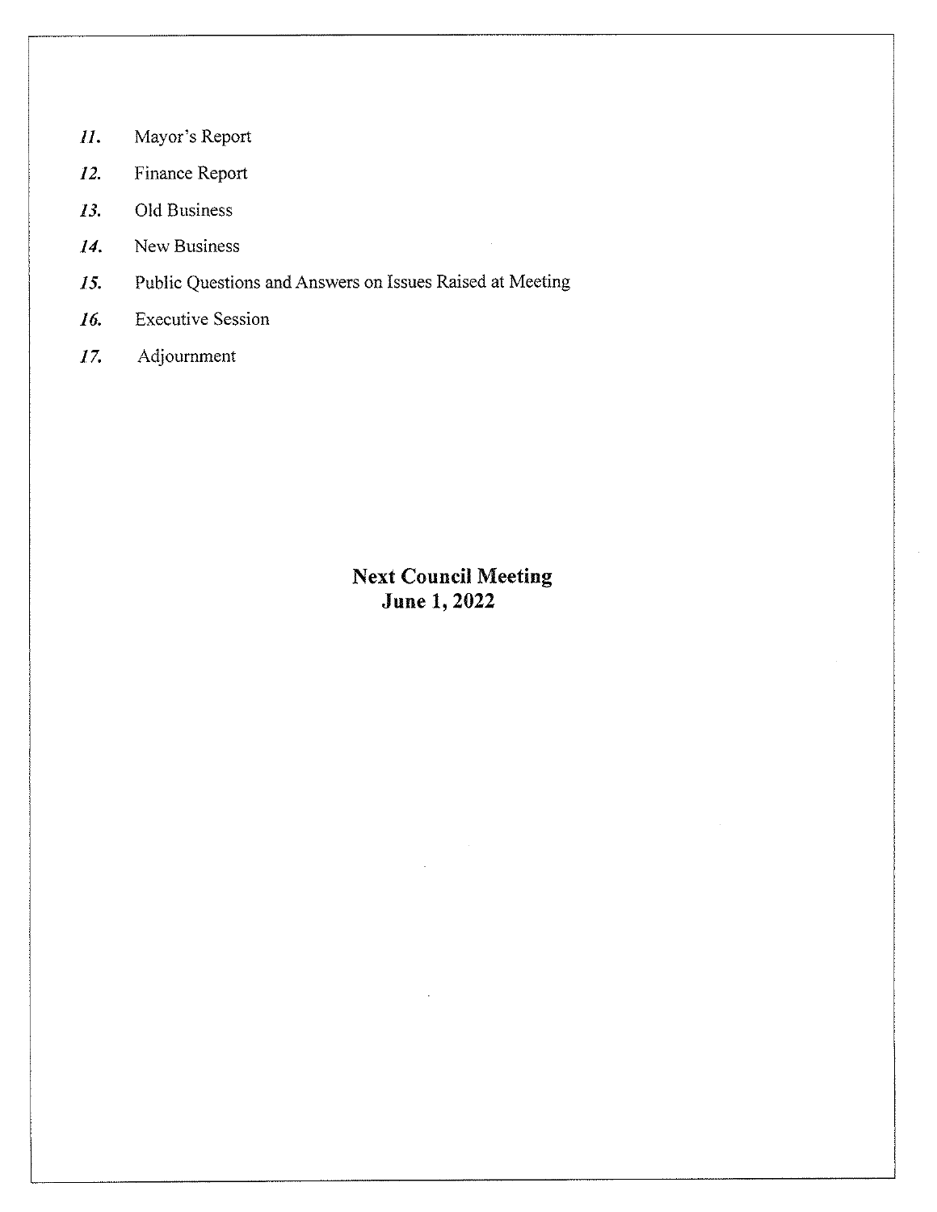*11.* Mayor's Report

*12.* Finance Report

*13.* Old Business

*14.* New Business

*15.* Public Questions and Answers on Issues Raised at Meeting

*16.* Executive Session

*17.* Adjournment

**Next Council Meeting**
**June 1, 2022**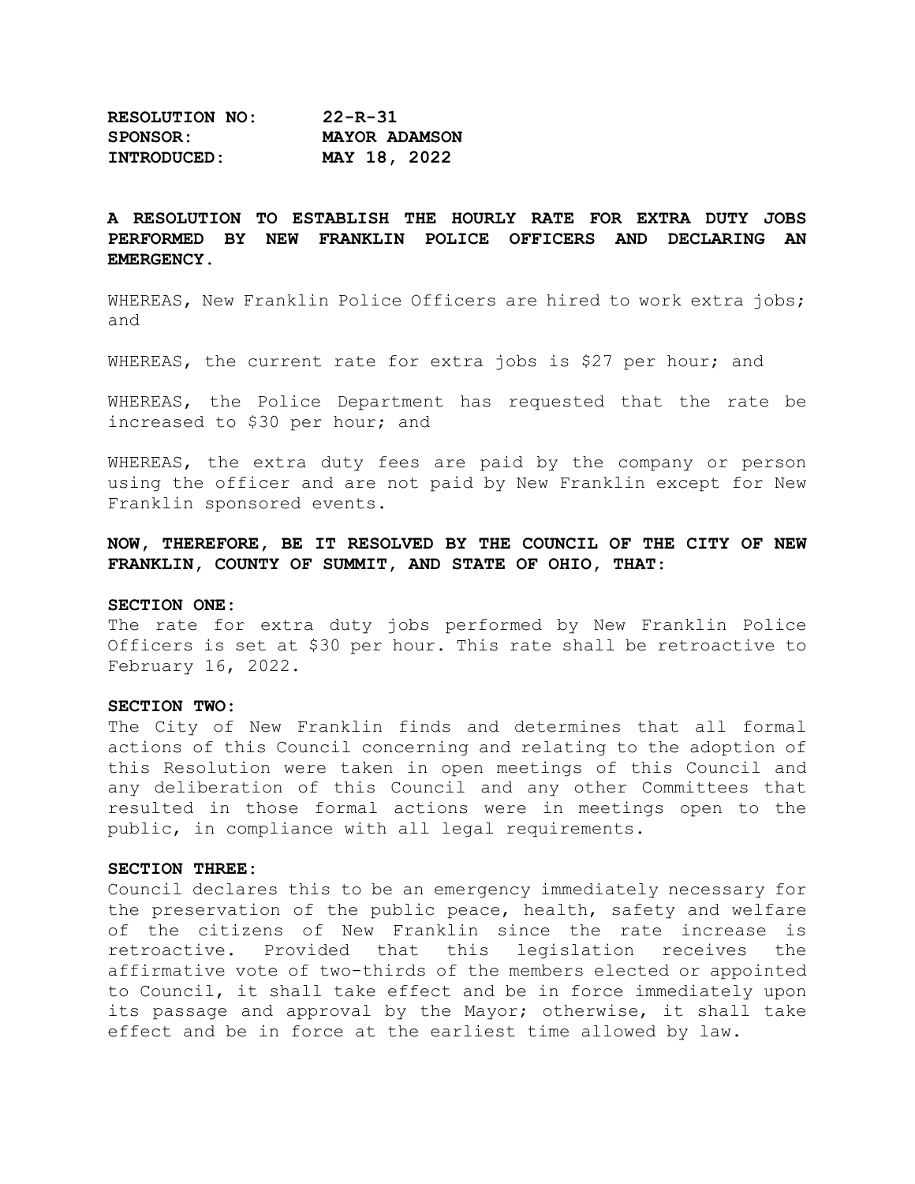**RESOLUTION NO: 22-R-31**
**SPONSOR: MAYOR ADAMSON**
**INTRODUCED: MAY 18, 2022**

**A RESOLUTION TO ESTABLISH THE HOURLY RATE FOR EXTRA DUTY JOBS PERFORMED BY NEW FRANKLIN POLICE OFFICERS AND DECLARING AN EMERGENCY.**

WHEREAS, New Franklin Police Officers are hired to work extra jobs; and

WHEREAS, the current rate for extra jobs is $27 per hour; and

WHEREAS, the Police Department has requested that the rate be increased to $30 per hour; and

WHEREAS, the extra duty fees are paid by the company or person using the officer and are not paid by New Franklin except for New Franklin sponsored events.

**NOW, THEREFORE, BE IT RESOLVED BY THE COUNCIL OF THE CITY OF NEW FRANKLIN, COUNTY OF SUMMIT, AND STATE OF OHIO, THAT:**

**SECTION ONE:**
The rate for extra duty jobs performed by New Franklin Police Officers is set at $30 per hour. This rate shall be retroactive to February 16, 2022.

**SECTION TWO:**
The City of New Franklin finds and determines that all formal actions of this Council concerning and relating to the adoption of this Resolution were taken in open meetings of this Council and any deliberation of this Council and any other Committees that resulted in those formal actions were in meetings open to the public, in compliance with all legal requirements.

**SECTION THREE:**
Council declares this to be an emergency immediately necessary for the preservation of the public peace, health, safety and welfare of the citizens of New Franklin since the rate increase is retroactive. Provided that this legislation receives the affirmative vote of two-thirds of the members elected or appointed to Council, it shall take effect and be in force immediately upon its passage and approval by the Mayor; otherwise, it shall take effect and be in force at the earliest time allowed by law.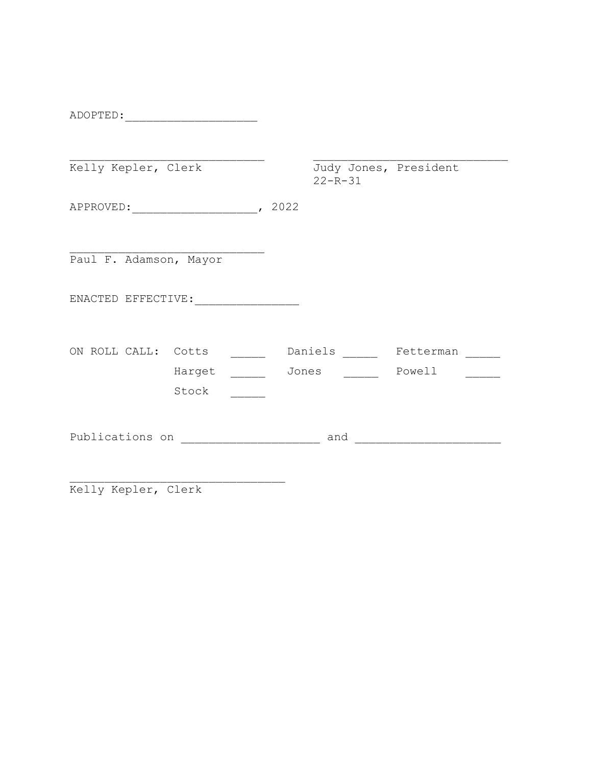ADOPTED:___________________

____________________________ ____________________________
Kelly Kepler, Clerk Judy Jones, President
22-R-31

APPROVED:__________________, 2022

____________________________
Paul F. Adamson, Mayor

ENACTED EFFECTIVE:_______________

ON ROLL CALL: Cotts _____ Daniels _____ Fetterman _____
Harget _____ Jones _____ Powell _____
Stock _____

Publications on ____________________ and _____________________

_______________________________
Kelly Kepler, Clerk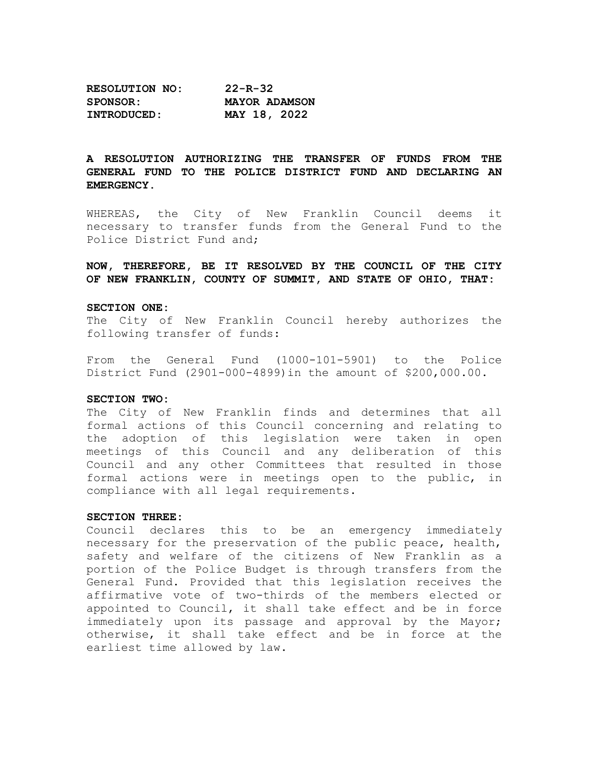**RESOLUTION NO: 22-R-32**
**SPONSOR: MAYOR ADAMSON**
**INTRODUCED: MAY 18, 2022**

**A RESOLUTION AUTHORIZING THE TRANSFER OF FUNDS FROM THE GENERAL FUND TO THE POLICE DISTRICT FUND AND DECLARING AN EMERGENCY.**

WHEREAS, the City of New Franklin Council deems it necessary to transfer funds from the General Fund to the Police District Fund and;

**NOW, THEREFORE, BE IT RESOLVED BY THE COUNCIL OF THE CITY OF NEW FRANKLIN, COUNTY OF SUMMIT, AND STATE OF OHIO, THAT:**

**SECTION ONE:**
The City of New Franklin Council hereby authorizes the following transfer of funds:

From the General Fund (1000-101-5901) to the Police District Fund (2901-000-4899)in the amount of $200,000.00.

**SECTION TWO:**
The City of New Franklin finds and determines that all formal actions of this Council concerning and relating to the adoption of this legislation were taken in open meetings of this Council and any deliberation of this Council and any other Committees that resulted in those formal actions were in meetings open to the public, in compliance with all legal requirements.

**SECTION THREE:**
Council declares this to be an emergency immediately necessary for the preservation of the public peace, health, safety and welfare of the citizens of New Franklin as a portion of the Police Budget is through transfers from the General Fund. Provided that this legislation receives the affirmative vote of two-thirds of the members elected or appointed to Council, it shall take effect and be in force immediately upon its passage and approval by the Mayor; otherwise, it shall take effect and be in force at the earliest time allowed by law.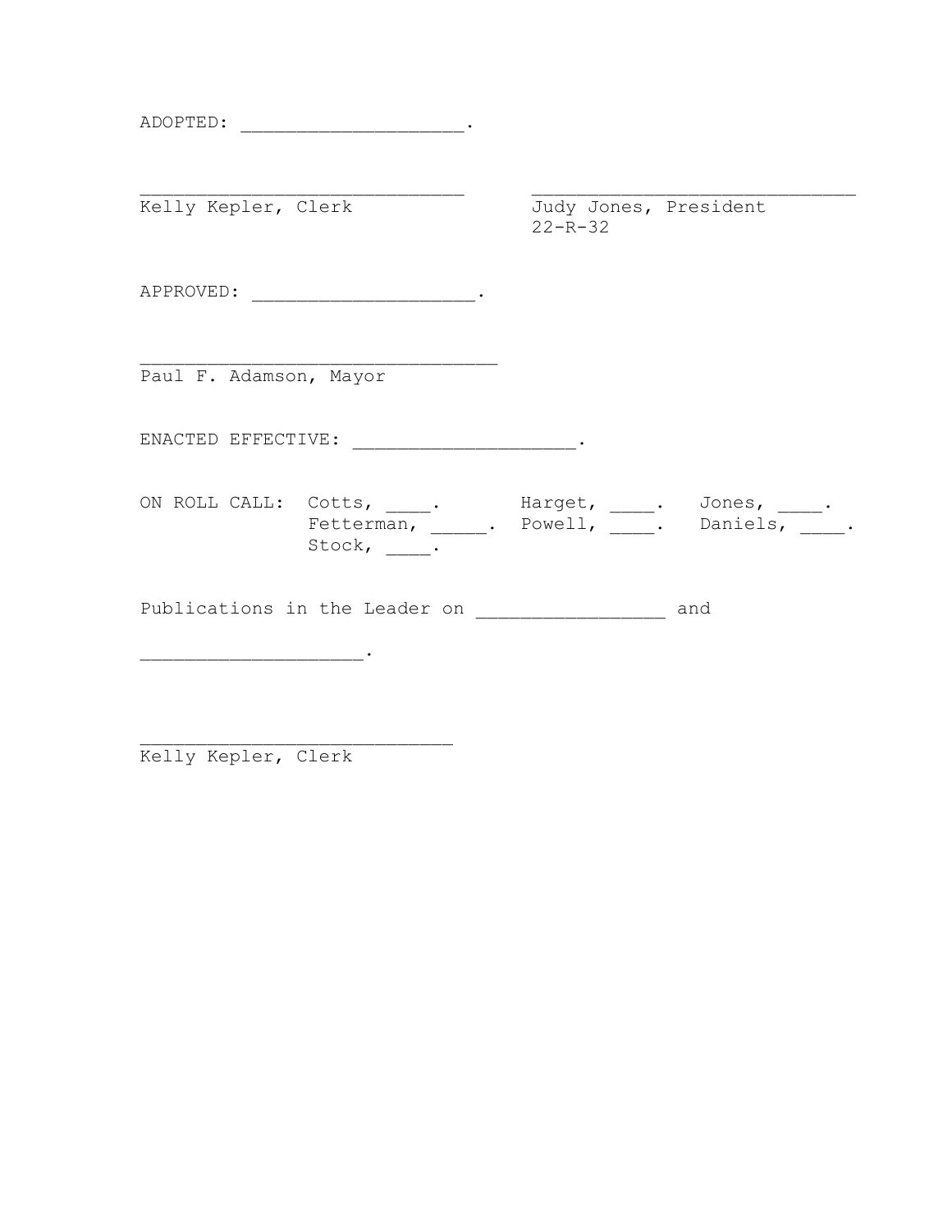ADOPTED: ____________________.

______________________________ ______________________________

Kelly Kepler, Clerk Judy Jones, President

22-R-32

APPROVED: ____________________.

_________________________________

Paul F. Adamson, Mayor

ENACTED EFFECTIVE: ____________________.

ON ROLL CALL: Cotts, ____. Harget, ____. Jones, ____.
Fetterman, _____. Powell, ____. Daniels, ____.
Stock, ____.

Publications in the Leader on _________________ and

____________________.

_____________________________

Kelly Kepler, Clerk